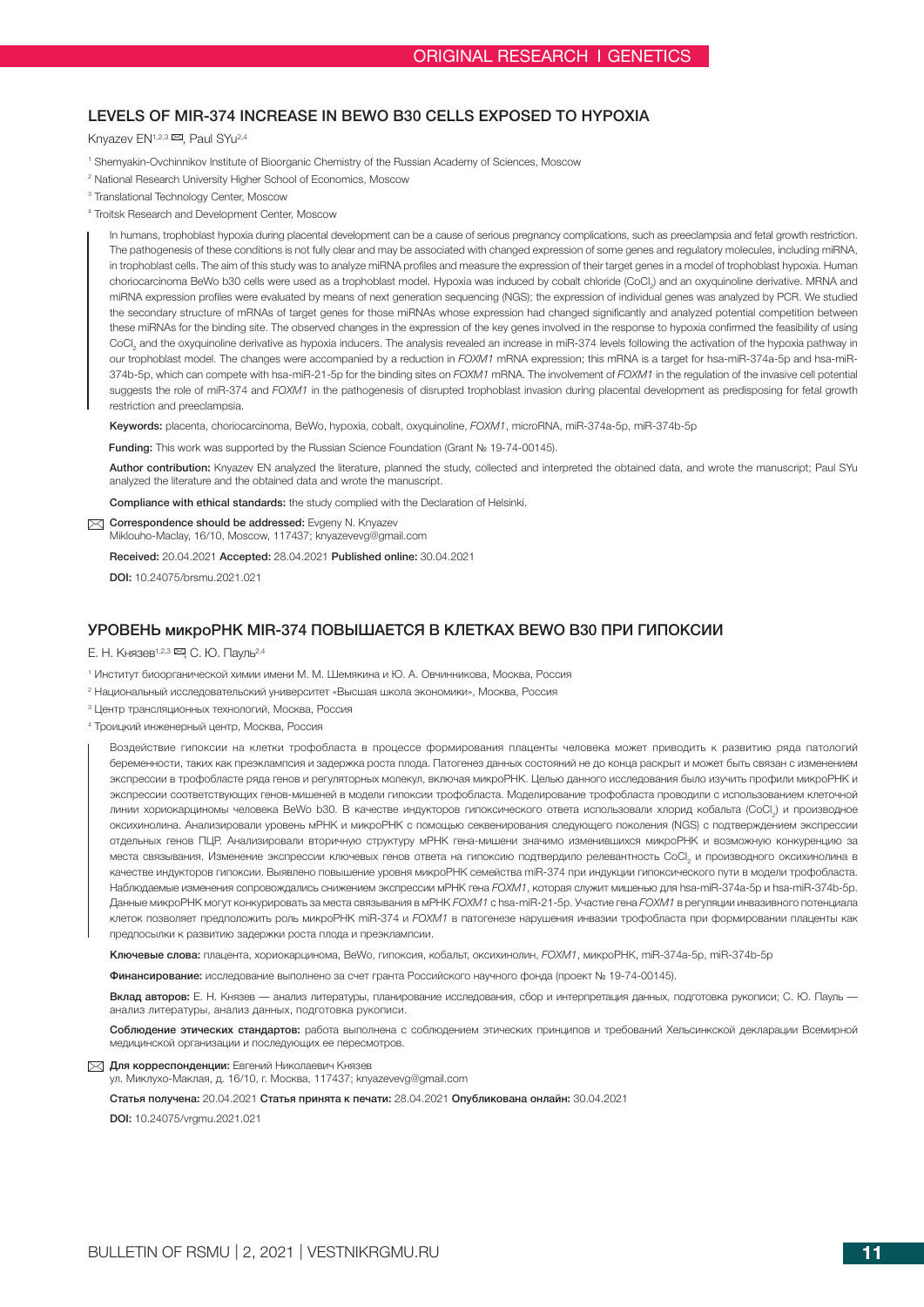ORIGINAL RESEARCH I GENETICS

# LEVELS OF MIR-374 INCREASE IN BEWO B30 CELLS EXPOSED TO HYPOXIA

Knyazev EN[1,2,3] ✉, Paul SYu[2,4]

[1] Shemyakin-Ovchinnikov Institute of Bioorganic Chemistry of the Russian Academy of Sciences, Moscow

[2] National Research University Higher School of Economics, Moscow

[3] Translational Technology Center, Moscow

[4] Troitsk Research and Development Center, Moscow

In humans, trophoblast hypoxia during placental development can be a cause of serious pregnancy complications, such as preeclampsia and fetal growth restriction. The pathogenesis of these conditions is not fully clear and may be associated with changed expression of some genes and regulatory molecules, including miRNA, in trophoblast cells. The aim of this study was to analyze miRNA profiles and measure the expression of their target genes in a model of trophoblast hypoxia. Human choriocarcinoma BeWo b30 cells were used as a trophoblast model. Hypoxia was induced by cobalt chloride ($CoCl_2$) and an oxyquinoline derivative. MRNA and miRNA expression profiles were evaluated by means of next generation sequencing (NGS); the expression of individual genes was analyzed by PCR. We studied the secondary structure of mRNAs of target genes for those miRNAs whose expression had changed significantly and analyzed potential competition between these miRNAs for the binding site. The observed changes in the expression of the key genes involved in the response to hypoxia confirmed the feasibility of using $CoCl_2$ and the oxyquinoline derivative as hypoxia inducers. The analysis revealed an increase in miR-374 levels following the activation of the hypoxia pathway in our trophoblast model. The changes were accompanied by a reduction in *FOXM1* mRNA expression; this mRNA is a target for hsa-miR-374a-5p and hsa-miR-374b-5p, which can compete with hsa-miR-21-5p for the binding sites on *FOXM1* mRNA. The involvement of *FOXM1* in the regulation of the invasive cell potential suggests the role of miR-374 and *FOXM1* in the pathogenesis of disrupted trophoblast invasion during placental development as predisposing for fetal growth restriction and preeclampsia.

**Keywords:** placenta, choriocarcinoma, BeWo, hypoxia, cobalt, oxyquinoline, *FOXM1*, microRNA, miR-374a-5p, miR-374b-5p

**Funding:** This work was supported by the Russian Science Foundation (Grant № 19-74-00145).

**Author contribution:** Knyazev EN analyzed the literature, planned the study, collected and interpreted the obtained data, and wrote the manuscript; Paul SYu analyzed the literature and the obtained data and wrote the manuscript.

**Compliance with ethical standards:** the study complied with the Declaration of Helsinki.

✉ **Correspondence should be addressed:** Evgeny N. Knyazev
Miklouho-Maclay, 16/10, Moscow, 117437; knyazevevg@gmail.com

**Received:** 20.04.2021 **Accepted:** 28.04.2021 **Published online:** 30.04.2021

**DOI:** 10.24075/brsmu.2021.021

# УРОВЕНЬ микроРНК MIR-374 ПОВЫШАЕТСЯ В КЛЕТКАХ BEWO B30 ПРИ ГИПОКСИИ

Е. Н. Князев[1,2,3] ✉, С. Ю. Пауль[2,4]

[1] Институт биоорганической химии имени М. М. Шемякина и Ю. А. Овчинникова, Москва, Россия

[2] Национальный исследовательский университет «Высшая школа экономики», Москва, Россия

[3] Центр трансляционных технологий, Москва, Россия

[4] Троицкий инженерный центр, Москва, Россия

Воздействие гипоксии на клетки трофобласта в процессе формирования плаценты человека может приводить к развитию ряда патологий беременности, таких как преэклампсия и задержка роста плода. Патогенез данных состояний не до конца раскрыт и может быть связан с изменением экспрессии в трофобласте ряда генов и регуляторных молекул, включая микроРНК. Целью данного исследования было изучить профили микроРНК и экспрессии соответствующих генов-мишеней в модели гипоксии трофобласта. Моделирование трофобласта проводили с использованием клеточной линии хориокарциномы человека BeWo b30. В качестве индукторов гипоксического ответа использовали хлорид кобальта ($CoCl_2$) и производное оксихинолина. Анализировали уровень мРНК и микроРНК с помощью секвенирования следующего поколения (NGS) с подтверждением экспрессии отдельных генов ПЦР. Анализировали вторичную структуру мРНК гена-мишени значимо изменившихся микроРНК и возможную конкуренцию за места связывания. Изменение экспрессии ключевых генов ответа на гипоксию подтвердило релевантность $CoCl_2$ и производного оксихинолина в качестве индукторов гипоксии. Выявлено повышение уровня микроРНК семейства miR-374 при индукции гипоксического пути в модели трофобласта. Наблюдаемые изменения сопровождались снижением экспрессии мРНК гена *FOXM1*, которая служит мишенью для hsa-miR-374a-5p и hsa-miR-374b-5p. Данные микроРНК могут конкурировать за места связывания в мРНК *FOXM1* с hsa-miR-21-5p. Участие гена *FOXM1* в регуляции инвазивного потенциала клеток позволяет предположить роль микроРНК miR-374 и *FOXM1* в патогенезе нарушения инвазии трофобласта при формировании плаценты как предпосылки к развитию задержки роста плода и преэклампсии.

**Ключевые слова:** плацента, хориокарцинома, BeWo, гипоксия, кобальт, оксихинолин, *FOXM1*, микроРНК, miR-374a-5p, miR-374b-5p

**Финансирование:** исследование выполнено за счет гранта Российского научного фонда (проект № 19-74-00145).

**Вклад авторов:** Е. Н. Князев — анализ литературы, планирование исследования, сбор и интерпретация данных, подготовка рукописи; С. Ю. Пауль — анализ литературы, анализ данных, подготовка рукописи.

**Соблюдение этических стандартов:** работа выполнена с соблюдением этических принципов и требований Хельсинкской декларации Всемирной медицинской организации и последующих ее пересмотров.

✉ **Для корреспонденции:** Евгений Николаевич Князев
ул. Миклухо-Маклая, д. 16/10, г. Москва, 117437; knyazevevg@gmail.com

**Статья получена:** 20.04.2021 **Статья принята к печати:** 28.04.2021 **Опубликована онлайн:** 30.04.2021

**DOI:** 10.24075/vrgmu.2021.021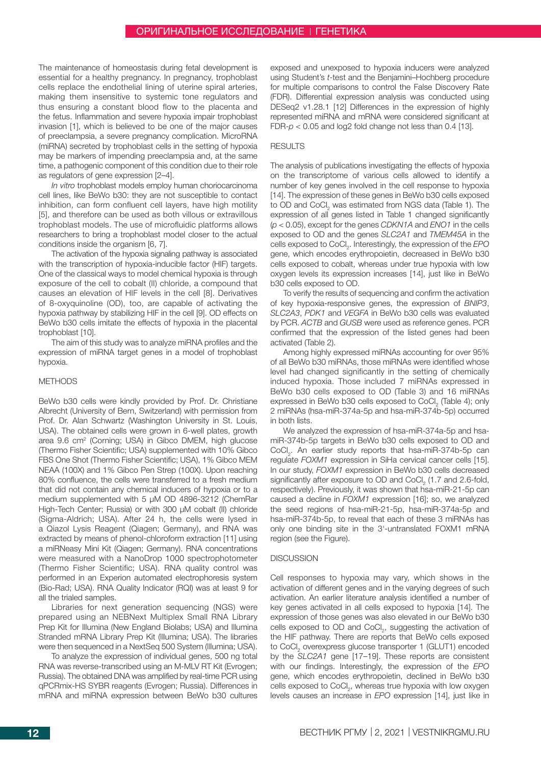The maintenance of homeostasis during fetal development is essential for a healthy pregnancy. In pregnancy, trophoblast cells replace the endothelial lining of uterine spiral arteries, making them insensitive to systemic tone regulators and thus ensuring a constant blood flow to the placenta and the fetus. Inflammation and severe hypoxia impair trophoblast invasion [1], which is believed to be one of the major causes of preeclampsia, a severe pregnancy complication. MicroRNA (miRNA) secreted by trophoblast cells in the setting of hypoxia may be markers of impending preeclampsia and, at the same time, a pathogenic component of this condition due to their role as regulators of gene expression [2–4].

*In vitro* trophoblast models employ human choriocarcinoma cell lines, like BeWo b30: they are not susceptible to contact inhibition, can form confluent cell layers, have high motility [5], and therefore can be used as both villous or extravillous trophoblast models. The use of microfluidic platforms allows researchers to bring a trophoblast model closer to the actual conditions inside the organism [6, 7].

The activation of the hypoxia signaling pathway is associated with the transcription of hypoxia-inducible factor (HIF) targets. One of the classical ways to model chemical hypoxia is through exposure of the cell to cobalt (II) chloride, a compound that causes an elevation of HIF levels in the cell [8]. Derivatives of 8-oxyquinoline (OD), too, are capable of activating the hypoxia pathway by stabilizing HIF in the cell [9]. OD effects on BeWo b30 cells imitate the effects of hypoxia in the placental trophoblast [10].

The aim of this study was to analyze miRNA profiles and the expression of miRNA target genes in a model of trophoblast hypoxia.

## METHODS

BeWo b30 cells were kindly provided by Prof. Dr. Christiane Albrecht (University of Bern, Switzerland) with permission from Prof. Dr. Alan Schwartz (Washington University in St. Louis, USA). The obtained cells were grown in 6-well plates, growth area 9.6 cm$^2$ (Corning; USA) in Gibco DMEM, high glucose (Thermo Fisher Scientific; USA) supplemented with 10% Gibco FBS One Shot (Thermo Fisher Scientific; USA), 1% Gibco MEM NEAA (100X) and 1% Gibco Pen Strep (100X). Upon reaching 80% confluence, the cells were transferred to a fresh medium that did not contain any chemical inducers of hypoxia or to a medium supplemented with 5 μM OD 4896-3212 (ChemRar High-Tech Center; Russia) or with 300 μM cobalt (II) chloride (Sigma-Aldrich; USA). After 24 h, the cells were lysed in a Qiazol Lysis Reagent (Qiagen; Germany), and RNA was extracted by means of phenol-chloroform extraction [11] using a miRNeasy Mini Kit (Qiagen; Germany). RNA concentrations were measured with a NanoDrop 1000 spectrophotometer (Thermo Fisher Scientific; USA). RNA quality control was performed in an Experion automated electrophoresis system (Bio-Rad; USA). RNA Quality Indicator (RQI) was at least 9 for all the trialed samples.

Libraries for next generation sequencing (NGS) were prepared using an NEBNext Multiplex Small RNA Library Prep Kit for Illumina (New England Biolabs; USA) and Illumina Stranded mRNA Library Prep Kit (Illumina; USA). The libraries were then sequenced in a NextSeq 500 System (Illumina; USA).

To analyze the expression of individual genes, 500 ng total RNA was reverse-transcribed using an M-MLV RT Kit (Evrogen; Russia). The obtained DNA was amplified by real-time PCR using qPCRmix-HS SYBR reagents (Evrogen; Russia). Differences in mRNA and miRNA expression between BeWo b30 cultures exposed and unexposed to hypoxia inducers were analyzed using Student's *t*-test and the Benjamini–Hochberg procedure for multiple comparisons to control the False Discovery Rate (FDR). Differential expression analysis was conducted using DESeq2 v1.28.1 [12] Differences in the expression of highly represented miRNA and mRNA were considered significant at FDR-$p < 0.05$ and log2 fold change not less than 0.4 [13].

## RESULTS

The analysis of publications investigating the effects of hypoxia on the transcriptome of various cells allowed to identify a number of key genes involved in the cell response to hypoxia [14]. The expression of these genes in BeWo b30 cells exposed to OD and $CoCl_2$ was estimated from NGS data (Table 1). The expression of all genes listed in Table 1 changed significantly ($p < 0.05$), except for the genes *CDKN1A* and *ENO1* in the cells exposed to OD and the genes *SLC2A1* and *TMEM45A* in the cells exposed to $CoCl_2$. Interestingly, the expression of the *EPO* gene, which encodes erythropoietin, decreased in BeWo b30 cells exposed to cobalt, whereas under true hypoxia with low oxygen levels its expression increases [14], just like in BeWo b30 cells exposed to OD.

To verify the results of sequencing and confirm the activation of key hypoxia-responsive genes, the expression of *BNIP3*, *SLC2A3*, *PDK1* and *VEGFA* in BeWo b30 cells was evaluated by PCR. *ACTB* and *GUSB* were used as reference genes. PCR confirmed that the expression of the listed genes had been activated (Table 2).

Among highly expressed miRNAs accounting for over 95% of all BeWo b30 miRNAs, those miRNAs were identified whose level had changed significantly in the setting of chemically induced hypoxia. Those included 7 miRNAs expressed in BeWo b30 cells exposed to OD (Table 3) and 16 miRNAs expressed in BeWo b30 cells exposed to $CoCl_2$ (Table 4); only 2 miRNAs (hsa-miR-374a-5p and hsa-miR-374b-5p) occurred in both lists.

We analyzed the expression of hsa-miR-374a-5p and hsa-miR-374b-5p targets in BeWo b30 cells exposed to OD and $CoCl_2$. An earlier study reports that hsa-miR-374b-5p can regulate *FOXM1* expression in SiHa cervical cancer cells [15]. In our study, *FOXM1* expression in BeWo b30 cells decreased significantly after exposure to OD and $CoCl_2$ (1.7 and 2.6-fold, respectively). Previously, it was shown that hsa-miR-21-5p can caused a decline in *FOXM1* expression [16]; so, we analyzed the seed regions of hsa-miR-21-5p, hsa-miR-374a-5p and hsa-miR-374b-5p, to reveal that each of these 3 miRNAs has only one binding site in the 3'-untranslated FOXM1 mRNA region (see the Figure).

## DISCUSSION

Cell responses to hypoxia may vary, which shows in the activation of different genes and in the varying degrees of such activation. An earlier literature analysis identified a number of key genes activated in all cells exposed to hypoxia [14]. The expression of those genes was also elevated in our BeWo b30 cells exposed to OD and $CoCl_2$, suggesting the activation of the HIF pathway. There are reports that BeWo cells exposed to $CoCl_2$ overexpress glucose transporter 1 (GLUT1) encoded by the *SLC2A1* gene [17–19]. These reports are consistent with our findings. Interestingly, the expression of the *EPO* gene, which encodes erythropoietin, declined in BeWo b30 cells exposed to $CoCl_2$, whereas true hypoxia with low oxygen levels causes an increase in *EPO* expression [14], just like in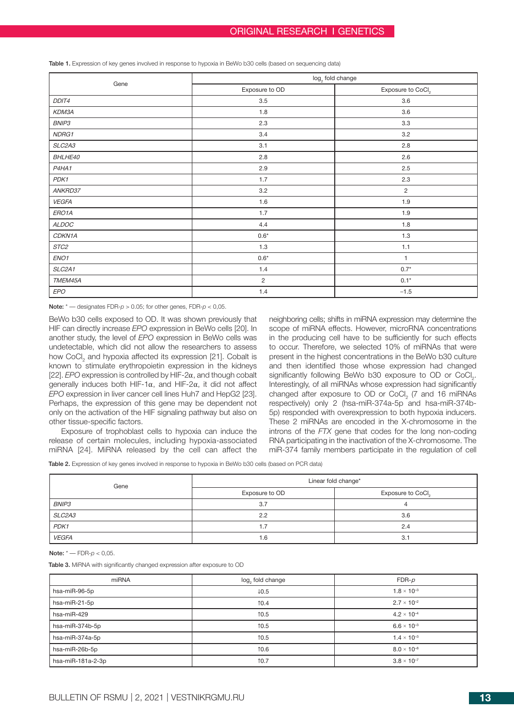Table 1. Expression of key genes involved in response to hypoxia in BeWo b30 cells (based on sequencing data)

| Gene | $log_2$ fold change | |
|---|---|---|
| | Exposure to OD | Exposure to $CoCl_2$ |
| *DDIT4* | 3.5 | 3.6 |
| *KDM3A* | 1.8 | 3.6 |
| *BNIP3* | 2.3 | 3.3 |
| *NDRG1* | 3.4 | 3.2 |
| *SLC2A3* | 3.1 | 2.8 |
| *BHLHE40* | 2.8 | 2.6 |
| *P4HA1* | 2.9 | 2.5 |
| *PDK1* | 1.7 | 2.3 |
| *ANKRD37* | 3.2 | 2 |
| *VEGFA* | 1.6 | 1.9 |
| *ERO1A* | 1.7 | 1.9 |
| *ALDOC* | 4.4 | 1.8 |
| *CDKN1A* | 0.6* | 1.3 |
| *STC2* | 1.3 | 1.1 |
| *ENO1* | 0.6* | 1 |
| *SLC2A1* | 1.4 | 0.7* |
| *TMEM45A* | 2 | 0.1* |
| *EPO* | 1.4 | −1.5 |

**Note:** * — designates FDR-$p$ > 0.05; for other genes, FDR-$p$ < 0,05.

BeWo b30 cells exposed to OD. It was shown previously that HIF can directly increase *EPO* expression in BeWo cells [20]. In another study, the level of *EPO* expression in BeWo cells was undetectable, which did not allow the researchers to assess how $CoCl_2$ and hypoxia affected its expression [21]. Cobalt is known to stimulate erythropoietin expression in the kidneys [22]. *EPO* expression is controlled by HIF-2α, and though cobalt generally induces both HIF-1α, and HIF-2α, it did not affect *EPO* expression in liver cancer cell lines Huh7 and HepG2 [23]. Perhaps, the expression of this gene may be dependent not only on the activation of the HIF signaling pathway but also on other tissue-specific factors.

Exposure of trophoblast cells to hypoxia can induce the release of certain molecules, including hypoxia-associated miRNA [24]. MiRNA released by the cell can affect the neighboring cells; shifts in miRNA expression may determine the scope of miRNA effects. However, microRNA concentrations in the producing cell have to be sufficiently for such effects to occur. Therefore, we selected 10% of miRNAs that were present in the highest concentrations in the BeWo b30 culture and then identified those whose expression had changed significantly following BeWo b30 exposure to OD or $CoCl_2$. Interestingly, of all miRNAs whose expression had significantly changed after exposure to OD or $CoCl_2$ (7 and 16 miRNAs respectively) only 2 (hsa-miR-374a-5p and hsa-miR-374b-5p) responded with overexpression to both hypoxia inducers. These 2 miRNAs are encoded in the X-chromosome in the introns of the *FTX* gene that codes for the long non-coding RNA participating in the inactivation of the X-chromosome. The miR-374 family members participate in the regulation of cell

Table 2. Expression of key genes involved in response to hypoxia in BeWo b30 cells (based on PCR data)

| Gene | Linear fold change* | |
|---|---|---|
| | Exposure to OD | Exposure to $CoCl_2$ |
| *BNIP3* | 3.7 | 4 |
| *SLC2A3* | 2.2 | 3.6 |
| *PDK1* | 1.7 | 2.4 |
| *VEGFA* | 1.6 | 3.1 |

**Note:** * — FDR-$p$ < 0,05.

Table 3. MiRNA with significantly changed expression after exposure to OD

| miRNA | $log_2$ fold change | FDR-$p$ |
|---|---|---|
| hsa-miR-96-5p | ↓0.5 | $1.8 \times 10^{-3}$ |
| hsa-miR-21-5p | ↑0.4 | $2.7 \times 10^{-2}$ |
| hsa-miR-429 | ↑0.5 | $4.2 \times 10^{-4}$ |
| hsa-miR-374b-5p | ↑0.5 | $6.6 \times 10^{-3}$ |
| hsa-miR-374a-5p | ↑0.5 | $1.4 \times 10^{-3}$ |
| hsa-miR-26b-5p | ↑0.6 | $8.0 \times 10^{-8}$ |
| hsa-miR-181a-2-3p | ↑0.7 | $3.8 \times 10^{-7}$ |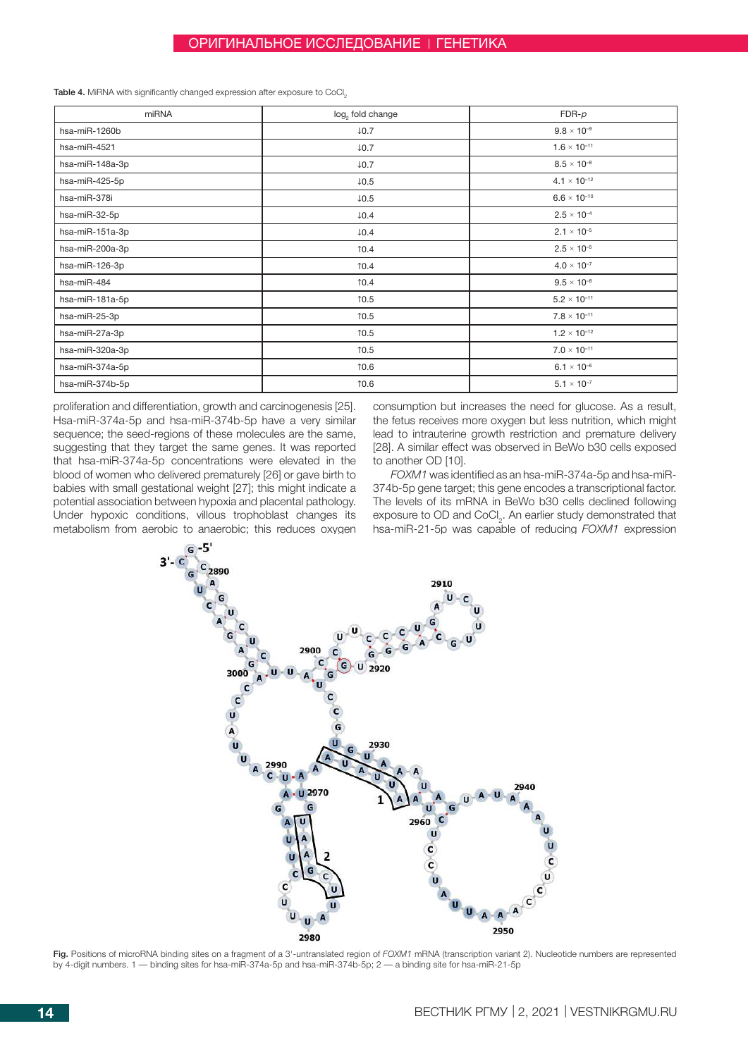**Table 4.** MiRNA with significantly changed expression after exposure to $CoCl_2$

| miRNA | $log_2$ fold change | FDR-*p* |
|---|---|---|
| hsa-miR-1260b | ↓0.7 | $9.8 \times 10^{-9}$ |
| hsa-miR-4521 | ↓0.7 | $1.6 \times 10^{-11}$ |
| hsa-miR-148a-3p | ↓0.7 | $8.5 \times 10^{-8}$ |
| hsa-miR-425-5p | ↓0.5 | $4.1 \times 10^{-12}$ |
| hsa-miR-378i | ↓0.5 | $6.6 \times 10^{-10}$ |
| hsa-miR-32-5p | ↓0.4 | $2.5 \times 10^{-4}$ |
| hsa-miR-151a-3p | ↓0.4 | $2.1 \times 10^{-5}$ |
| hsa-miR-200a-3p | ↑0.4 | $2.5 \times 10^{-5}$ |
| hsa-miR-126-3p | ↑0.4 | $4.0 \times 10^{-7}$ |
| hsa-miR-484 | ↑0.4 | $9.5 \times 10^{-8}$ |
| hsa-miR-181a-5p | ↑0.5 | $5.2 \times 10^{-11}$ |
| hsa-miR-25-3p | ↑0.5 | $7.8 \times 10^{-11}$ |
| hsa-miR-27a-3p | ↑0.5 | $1.2 \times 10^{-12}$ |
| hsa-miR-320a-3p | ↑0.5 | $7.0 \times 10^{-11}$ |
| hsa-miR-374a-5p | ↑0.6 | $6.1 \times 10^{-6}$ |
| hsa-miR-374b-5p | ↑0.6 | $5.1 \times 10^{-7}$ |

proliferation and differentiation, growth and carcinogenesis [25]. Hsa-miR-374a-5p and hsa-miR-374b-5p have a very similar sequence; the seed-regions of these molecules are the same, suggesting that they target the same genes. It was reported that hsa-miR-374a-5p concentrations were elevated in the blood of women who delivered prematurely [26] or gave birth to babies with small gestational weight [27]; this might indicate a potential association between hypoxia and placental pathology. Under hypoxic conditions, villous trophoblast changes its metabolism from aerobic to anaerobic; this reduces oxygen consumption but increases the need for glucose. As a result, the fetus receives more oxygen but less nutrition, which might lead to intrauterine growth restriction and premature delivery [28]. A similar effect was observed in BeWo b30 cells exposed to another OD [10].

*FOXM1* was identified as an hsa-miR-374a-5p and hsa-miR-374b-5p gene target; this gene encodes a transcriptional factor. The levels of its mRNA in BeWo b30 cells declined following exposure to OD and $CoCl_2$. An earlier study demonstrated that hsa-miR-21-5p was capable of reducing *FOXM1* expression

**Fig.** Positions of microRNA binding sites on a fragment of a 3'-untranslated region of *FOXM1* mRNA (transcription variant 2). Nucleotide numbers are represented by 4-digit numbers. 1 — binding sites for hsa-miR-374a-5p and hsa-miR-374b-5p; 2 — a binding site for hsa-miR-21-5p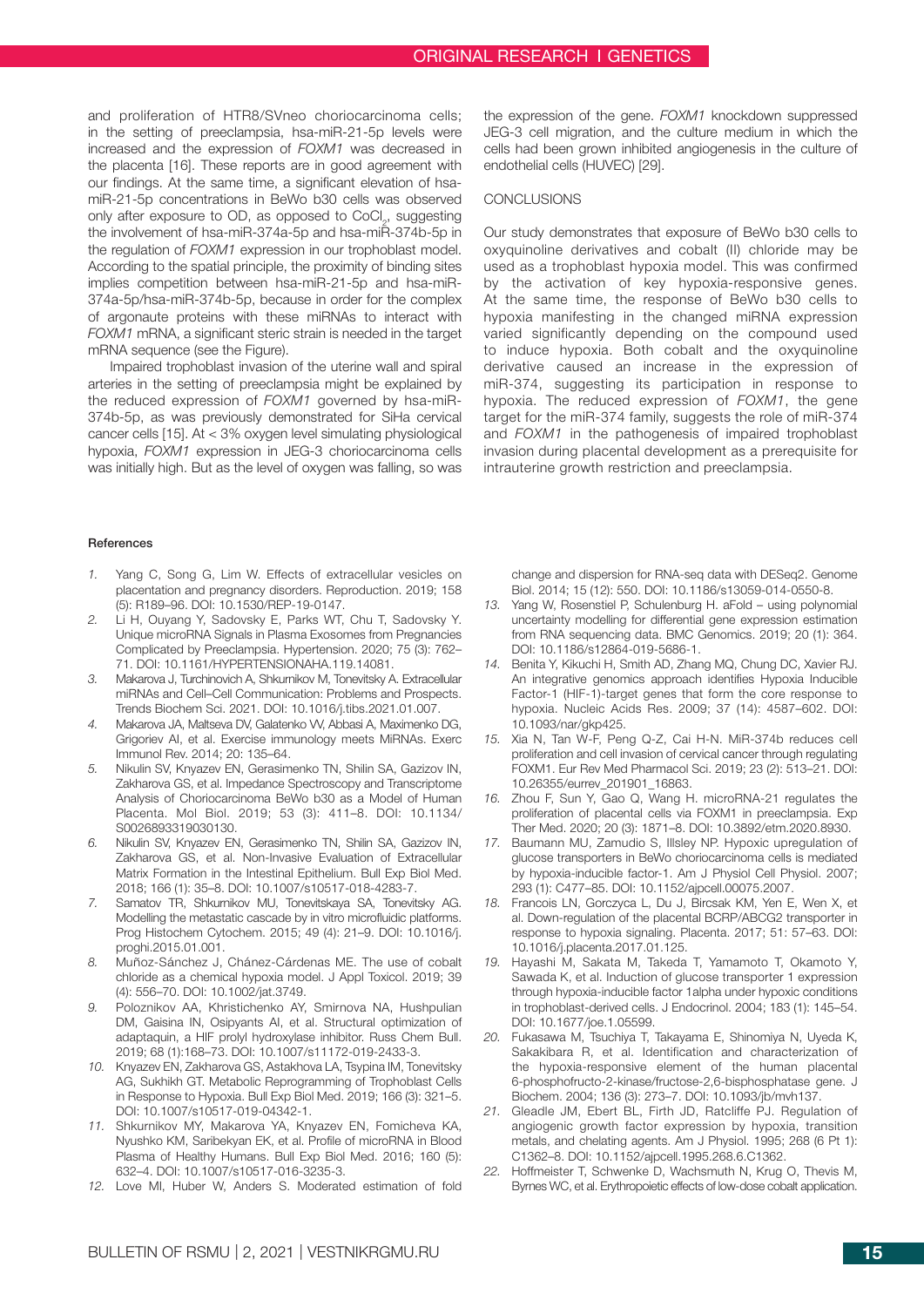and proliferation of HTR8/SVneo choriocarcinoma cells; in the setting of preeclampsia, hsa-miR-21-5p levels were increased and the expression of *FOXM1* was decreased in the placenta [16]. These reports are in good agreement with our findings. At the same time, a significant elevation of hsa-miR-21-5p concentrations in BeWo b30 cells was observed only after exposure to OD, as opposed to $CoCl_2$, suggesting the involvement of hsa-miR-374a-5p and hsa-miR-374b-5p in the regulation of *FOXM1* expression in our trophoblast model. According to the spatial principle, the proximity of binding sites implies competition between hsa-miR-21-5p and hsa-miR-374a-5p/hsa-miR-374b-5p, because in order for the complex of argonaute proteins with these miRNAs to interact with *FOXM1* mRNA, a significant steric strain is needed in the target mRNA sequence (see the Figure).

Impaired trophoblast invasion of the uterine wall and spiral arteries in the setting of preeclampsia might be explained by the reduced expression of *FOXM1* governed by hsa-miR-374b-5p, as was previously demonstrated for SiHa cervical cancer cells [15]. At < 3% oxygen level simulating physiological hypoxia, *FOXM1* expression in JEG-3 choriocarcinoma cells was initially high. But as the level of oxygen was falling, so was the expression of the gene. *FOXM1* knockdown suppressed JEG-3 cell migration, and the culture medium in which the cells had been grown inhibited angiogenesis in the culture of endothelial cells (HUVEC) [29].

## CONCLUSIONS

Our study demonstrates that exposure of BeWo b30 cells to oxyquinoline derivatives and cobalt (II) chloride may be used as a trophoblast hypoxia model. This was confirmed by the activation of key hypoxia-responsive genes. At the same time, the response of BeWo b30 cells to hypoxia manifesting in the changed miRNA expression varied significantly depending on the compound used to induce hypoxia. Both cobalt and the oxyquinoline derivative caused an increase in the expression of miR-374, suggesting its participation in response to hypoxia. The reduced expression of *FOXM1*, the gene target for the miR-374 family, suggests the role of miR-374 and *FOXM1* in the pathogenesis of impaired trophoblast invasion during placental development as a prerequisite for intrauterine growth restriction and preeclampsia.

## References

1. Yang C, Song G, Lim W. Effects of extracellular vesicles on placentation and pregnancy disorders. Reproduction. 2019; 158 (5): R189–96. DOI: 10.1530/REP-19-0147.
2. Li H, Ouyang Y, Sadovsky E, Parks WT, Chu T, Sadovsky Y. Unique microRNA Signals in Plasma Exosomes from Pregnancies Complicated by Preeclampsia. Hypertension. 2020; 75 (3): 762–71. DOI: 10.1161/HYPERTENSIONAHA.119.14081.
3. Makarova J, Turchinovich A, Shkurnikov M, Tonevitsky A. Extracellular miRNAs and Cell–Cell Communication: Problems and Prospects. Trends Biochem Sci. 2021. DOI: 10.1016/j.tibs.2021.01.007.
4. Makarova JA, Maltseva DV, Galatenko VV, Abbasi A, Maximenko DG, Grigoriev AI, et al. Exercise immunology meets MiRNAs. Exerc Immunol Rev. 2014; 20: 135–64.
5. Nikulin SV, Knyazev EN, Gerasimenko TN, Shilin SA, Gazizov IN, Zakharova GS, et al. Impedance Spectroscopy and Transcriptome Analysis of Choriocarcinoma BeWo b30 as a Model of Human Placenta. Mol Biol. 2019; 53 (3): 411–8. DOI: 10.1134/S0026893319030130.
6. Nikulin SV, Knyazev EN, Gerasimenko TN, Shilin SA, Gazizov IN, Zakharova GS, et al. Non-Invasive Evaluation of Extracellular Matrix Formation in the Intestinal Epithelium. Bull Exp Biol Med. 2018; 166 (1): 35–8. DOI: 10.1007/s10517-018-4283-7.
7. Samatov TR, Shkurnikov MU, Tonevitskaya SA, Tonevitsky AG. Modelling the metastatic cascade by in vitro microfluidic platforms. Prog Histochem Cytochem. 2015; 49 (4): 21–9. DOI: 10.1016/j.proghi.2015.01.001.
8. Muñoz-Sánchez J, Chánez-Cárdenas ME. The use of cobalt chloride as a chemical hypoxia model. J Appl Toxicol. 2019; 39 (4): 556–70. DOI: 10.1002/jat.3749.
9. Poloznikov AA, Khristichenko AY, Smirnova NA, Hushpulian DM, Gaisina IN, Osipyants AI, et al. Structural optimization of adaptaquin, a HIF prolyl hydroxylase inhibitor. Russ Chem Bull. 2019; 68 (1):168–73. DOI: 10.1007/s11172-019-2433-3.
10. Knyazev EN, Zakharova GS, Astakhova LA, Tsypina IM, Tonevitsky AG, Sukhikh GT. Metabolic Reprogramming of Trophoblast Cells in Response to Hypoxia. Bull Exp Biol Med. 2019; 166 (3): 321–5. DOI: 10.1007/s10517-019-04342-1.
11. Shkurnikov MY, Makarova YA, Knyazev EN, Fomicheva KA, Nyushko KM, Saribekyan EK, et al. Profile of microRNA in Blood Plasma of Healthy Humans. Bull Exp Biol Med. 2016; 160 (5): 632–4. DOI: 10.1007/s10517-016-3235-3.
12. Love MI, Huber W, Anders S. Moderated estimation of fold change and dispersion for RNA-seq data with DESeq2. Genome Biol. 2014; 15 (12): 550. DOI: 10.1186/s13059-014-0550-8.
13. Yang W, Rosenstiel P, Schulenburg H. aFold – using polynomial uncertainty modelling for differential gene expression estimation from RNA sequencing data. BMC Genomics. 2019; 20 (1): 364. DOI: 10.1186/s12864-019-5686-1.
14. Benita Y, Kikuchi H, Smith AD, Zhang MQ, Chung DC, Xavier RJ. An integrative genomics approach identifies Hypoxia Inducible Factor-1 (HIF-1)-target genes that form the core response to hypoxia. Nucleic Acids Res. 2009; 37 (14): 4587–602. DOI: 10.1093/nar/gkp425.
15. Xia N, Tan W-F, Peng Q-Z, Cai H-N. MiR-374b reduces cell proliferation and cell invasion of cervical cancer through regulating FOXM1. Eur Rev Med Pharmacol Sci. 2019; 23 (2): 513–21. DOI: 10.26355/eurrev_201901_16863.
16. Zhou F, Sun Y, Gao Q, Wang H. microRNA-21 regulates the proliferation of placental cells via FOXM1 in preeclampsia. Exp Ther Med. 2020; 20 (3): 1871–8. DOI: 10.3892/etm.2020.8930.
17. Baumann MU, Zamudio S, Illsley NP. Hypoxic upregulation of glucose transporters in BeWo choriocarcinoma cells is mediated by hypoxia-inducible factor-1. Am J Physiol Cell Physiol. 2007; 293 (1): C477–85. DOI: 10.1152/ajpcell.00075.2007.
18. Francois LN, Gorczyca L, Du J, Bircsak KM, Yen E, Wen X, et al. Down-regulation of the placental BCRP/ABCG2 transporter in response to hypoxia signaling. Placenta. 2017; 51: 57–63. DOI: 10.1016/j.placenta.2017.01.125.
19. Hayashi M, Sakata M, Takeda T, Yamamoto T, Okamoto Y, Sawada K, et al. Induction of glucose transporter 1 expression through hypoxia-inducible factor 1alpha under hypoxic conditions in trophoblast-derived cells. J Endocrinol. 2004; 183 (1): 145–54. DOI: 10.1677/joe.1.05599.
20. Fukasawa M, Tsuchiya T, Takayama E, Shinomiya N, Uyeda K, Sakakibara R, et al. Identification and characterization of the hypoxia-responsive element of the human placental 6-phosphofructo-2-kinase/fructose-2,6-bisphosphatase gene. J Biochem. 2004; 136 (3): 273–7. DOI: 10.1093/jb/mvh137.
21. Gleadle JM, Ebert BL, Firth JD, Ratcliffe PJ. Regulation of angiogenic growth factor expression by hypoxia, transition metals, and chelating agents. Am J Physiol. 1995; 268 (6 Pt 1): C1362–8. DOI: 10.1152/ajpcell.1995.268.6.C1362.
22. Hoffmeister T, Schwenke D, Wachsmuth N, Krug O, Thevis M, Byrnes WC, et al. Erythropoietic effects of low-dose cobalt application.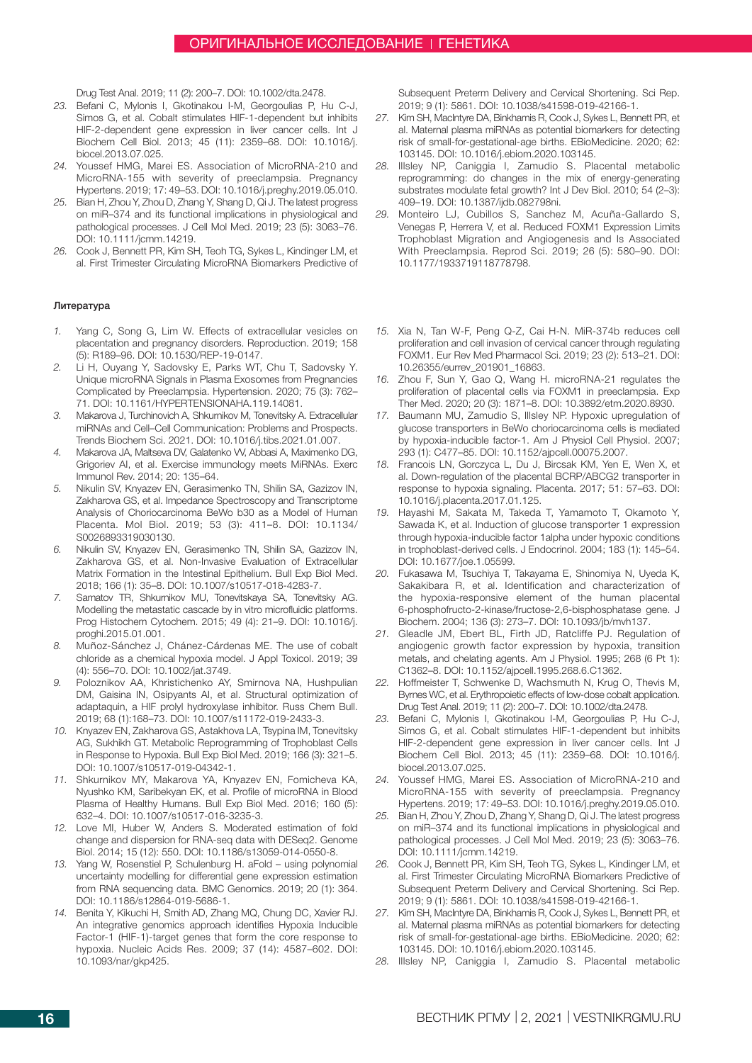Drug Test Anal. 2019; 11 (2): 200–7. DOI: 10.1002/dta.2478.

23. Befani C, Mylonis I, Gkotinakou I-M, Georgoulias P, Hu C-J, Simos G, et al. Cobalt stimulates HIF-1-dependent but inhibits HIF-2-dependent gene expression in liver cancer cells. Int J Biochem Cell Biol. 2013; 45 (11): 2359–68. DOI: 10.1016/j.biocel.2013.07.025.
24. Youssef HMG, Marei ES. Association of MicroRNA-210 and MicroRNA-155 with severity of preeclampsia. Pregnancy Hypertens. 2019; 17: 49–53. DOI: 10.1016/j.preghy.2019.05.010.
25. Bian H, Zhou Y, Zhou D, Zhang Y, Shang D, Qi J. The latest progress on miR–374 and its functional implications in physiological and pathological processes. J Cell Mol Med. 2019; 23 (5): 3063–76. DOI: 10.1111/jcmm.14219.
26. Cook J, Bennett PR, Kim SH, Teoh TG, Sykes L, Kindinger LM, et al. First Trimester Circulating MicroRNA Biomarkers Predictive of Subsequent Preterm Delivery and Cervical Shortening. Sci Rep. 2019; 9 (1): 5861. DOI: 10.1038/s41598-019-42166-1.
27. Kim SH, MacIntyre DA, Binkhamis R, Cook J, Sykes L, Bennett PR, et al. Maternal plasma miRNAs as potential biomarkers for detecting risk of small-for-gestational-age births. EBioMedicine. 2020; 62: 103145. DOI: 10.1016/j.ebiom.2020.103145.
28. Illsley NP, Caniggia I, Zamudio S. Placental metabolic reprogramming: do changes in the mix of energy-generating substrates modulate fetal growth? Int J Dev Biol. 2010; 54 (2–3): 409–19. DOI: 10.1387/ijdb.082798ni.
29. Monteiro LJ, Cubillos S, Sanchez M, Acuña-Gallardo S, Venegas P, Herrera V, et al. Reduced FOXM1 Expression Limits Trophoblast Migration and Angiogenesis and Is Associated With Preeclampsia. Reprod Sci. 2019; 26 (5): 580–90. DOI: 10.1177/1933719118778798.

#### Литература

1. Yang C, Song G, Lim W. Effects of extracellular vesicles on placentation and pregnancy disorders. Reproduction. 2019; 158 (5): R189–96. DOI: 10.1530/REP-19-0147.
2. Li H, Ouyang Y, Sadovsky E, Parks WT, Chu T, Sadovsky Y. Unique microRNA Signals in Plasma Exosomes from Pregnancies Complicated by Preeclampsia. Hypertension. 2020; 75 (3): 762–71. DOI: 10.1161/HYPERTENSIONAHA.119.14081.
3. Makarova J, Turchinovich A, Shkurnikov M, Tonevitsky A. Extracellular miRNAs and Cell–Cell Communication: Problems and Prospects. Trends Biochem Sci. 2021. DOI: 10.1016/j.tibs.2021.01.007.
4. Makarova JA, Maltseva DV, Galatenko VV, Abbasi A, Maximenko DG, Grigoriev AI, et al. Exercise immunology meets MiRNAs. Exerc Immunol Rev. 2014; 20: 135–64.
5. Nikulin SV, Knyazev EN, Gerasimenko TN, Shilin SA, Gazizov IN, Zakharova GS, et al. Impedance Spectroscopy and Transcriptome Analysis of Choriocarcinoma BeWo b30 as a Model of Human Placenta. Mol Biol. 2019; 53 (3): 411–8. DOI: 10.1134/S0026893319030130.
6. Nikulin SV, Knyazev EN, Gerasimenko TN, Shilin SA, Gazizov IN, Zakharova GS, et al. Non-Invasive Evaluation of Extracellular Matrix Formation in the Intestinal Epithelium. Bull Exp Biol Med. 2018; 166 (1): 35–8. DOI: 10.1007/s10517-018-4283-7.
7. Samatov TR, Shkurnikov MU, Tonevitskaya SA, Tonevitsky AG. Modelling the metastatic cascade by in vitro microfluidic platforms. Prog Histochem Cytochem. 2015; 49 (4): 21–9. DOI: 10.1016/j.proghi.2015.01.001.
8. Muñoz-Sánchez J, Chánez-Cárdenas ME. The use of cobalt chloride as a chemical hypoxia model. J Appl Toxicol. 2019; 39 (4): 556–70. DOI: 10.1002/jat.3749.
9. Poloznikov AA, Khristichenko AY, Smirnova NA, Hushpulian DM, Gaisina IN, Osipyants AI, et al. Structural optimization of adaptaquin, a HIF prolyl hydroxylase inhibitor. Russ Chem Bull. 2019; 68 (1):168–73. DOI: 10.1007/s11172-019-2433-3.
10. Knyazev EN, Zakharova GS, Astakhova LA, Tsypina IM, Tonevitsky AG, Sukhikh GT. Metabolic Reprogramming of Trophoblast Cells in Response to Hypoxia. Bull Exp Biol Med. 2019; 166 (3): 321–5. DOI: 10.1007/s10517-019-04342-1.
11. Shkurnikov MY, Makarova YA, Knyazev EN, Fomicheva KA, Nyushko KM, Saribekyan EK, et al. Profile of microRNA in Blood Plasma of Healthy Humans. Bull Exp Biol Med. 2016; 160 (5): 632–4. DOI: 10.1007/s10517-016-3235-3.
12. Love MI, Huber W, Anders S. Moderated estimation of fold change and dispersion for RNA-seq data with DESeq2. Genome Biol. 2014; 15 (12): 550. DOI: 10.1186/s13059-014-0550-8.
13. Yang W, Rosenstiel P, Schulenburg H. aFold – using polynomial uncertainty modelling for differential gene expression estimation from RNA sequencing data. BMC Genomics. 2019; 20 (1): 364. DOI: 10.1186/s12864-019-5686-1.
14. Benita Y, Kikuchi H, Smith AD, Zhang MQ, Chung DC, Xavier RJ. An integrative genomics approach identifies Hypoxia Inducible Factor-1 (HIF-1)-target genes that form the core response to hypoxia. Nucleic Acids Res. 2009; 37 (14): 4587–602. DOI: 10.1093/nar/gkp425.
15. Xia N, Tan W-F, Peng Q-Z, Cai H-N. MiR-374b reduces cell proliferation and cell invasion of cervical cancer through regulating FOXM1. Eur Rev Med Pharmacol Sci. 2019; 23 (2): 513–21. DOI: 10.26355/eurrev_201901_16863.
16. Zhou F, Sun Y, Gao Q, Wang H. microRNA-21 regulates the proliferation of placental cells via FOXM1 in preeclampsia. Exp Ther Med. 2020; 20 (3): 1871–8. DOI: 10.3892/etm.2020.8930.
17. Baumann MU, Zamudio S, Illsley NP. Hypoxic upregulation of glucose transporters in BeWo choriocarcinoma cells is mediated by hypoxia-inducible factor-1. Am J Physiol Cell Physiol. 2007; 293 (1): C477–85. DOI: 10.1152/ajpcell.00075.2007.
18. Francois LN, Gorczyca L, Du J, Bircsak KM, Yen E, Wen X, et al. Down-regulation of the placental BCRP/ABCG2 transporter in response to hypoxia signaling. Placenta. 2017; 51: 57–63. DOI: 10.1016/j.placenta.2017.01.125.
19. Hayashi M, Sakata M, Takeda T, Yamamoto T, Okamoto Y, Sawada K, et al. Induction of glucose transporter 1 expression through hypoxia-inducible factor 1alpha under hypoxic conditions in trophoblast-derived cells. J Endocrinol. 2004; 183 (1): 145–54. DOI: 10.1677/joe.1.05599.
20. Fukasawa M, Tsuchiya T, Takayama E, Shinomiya N, Uyeda K, Sakakibara R, et al. Identification and characterization of the hypoxia-responsive element of the human placental 6-phosphofructo-2-kinase/fructose-2,6-bisphosphatase gene. J Biochem. 2004; 136 (3): 273–7. DOI: 10.1093/jb/mvh137.
21. Gleadle JM, Ebert BL, Firth JD, Ratcliffe PJ. Regulation of angiogenic growth factor expression by hypoxia, transition metals, and chelating agents. Am J Physiol. 1995; 268 (6 Pt 1): C1362–8. DOI: 10.1152/ajpcell.1995.268.6.C1362.
22. Hoffmeister T, Schwenke D, Wachsmuth N, Krug O, Thevis M, Byrnes WC, et al. Erythropoietic effects of low-dose cobalt application. Drug Test Anal. 2019; 11 (2): 200–7. DOI: 10.1002/dta.2478.
23. Befani C, Mylonis I, Gkotinakou I-M, Georgoulias P, Hu C-J, Simos G, et al. Cobalt stimulates HIF-1-dependent but inhibits HIF-2-dependent gene expression in liver cancer cells. Int J Biochem Cell Biol. 2013; 45 (11): 2359–68. DOI: 10.1016/j.biocel.2013.07.025.
24. Youssef HMG, Marei ES. Association of MicroRNA-210 and MicroRNA-155 with severity of preeclampsia. Pregnancy Hypertens. 2019; 17: 49–53. DOI: 10.1016/j.preghy.2019.05.010.
25. Bian H, Zhou Y, Zhou D, Zhang Y, Shang D, Qi J. The latest progress on miR–374 and its functional implications in physiological and pathological processes. J Cell Mol Med. 2019; 23 (5): 3063–76. DOI: 10.1111/jcmm.14219.
26. Cook J, Bennett PR, Kim SH, Teoh TG, Sykes L, Kindinger LM, et al. First Trimester Circulating MicroRNA Biomarkers Predictive of Subsequent Preterm Delivery and Cervical Shortening. Sci Rep. 2019; 9 (1): 5861. DOI: 10.1038/s41598-019-42166-1.
27. Kim SH, MacIntyre DA, Binkhamis R, Cook J, Sykes L, Bennett PR, et al. Maternal plasma miRNAs as potential biomarkers for detecting risk of small-for-gestational-age births. EBioMedicine. 2020; 62: 103145. DOI: 10.1016/j.ebiom.2020.103145.
28. Illsley NP, Caniggia I, Zamudio S. Placental metabolic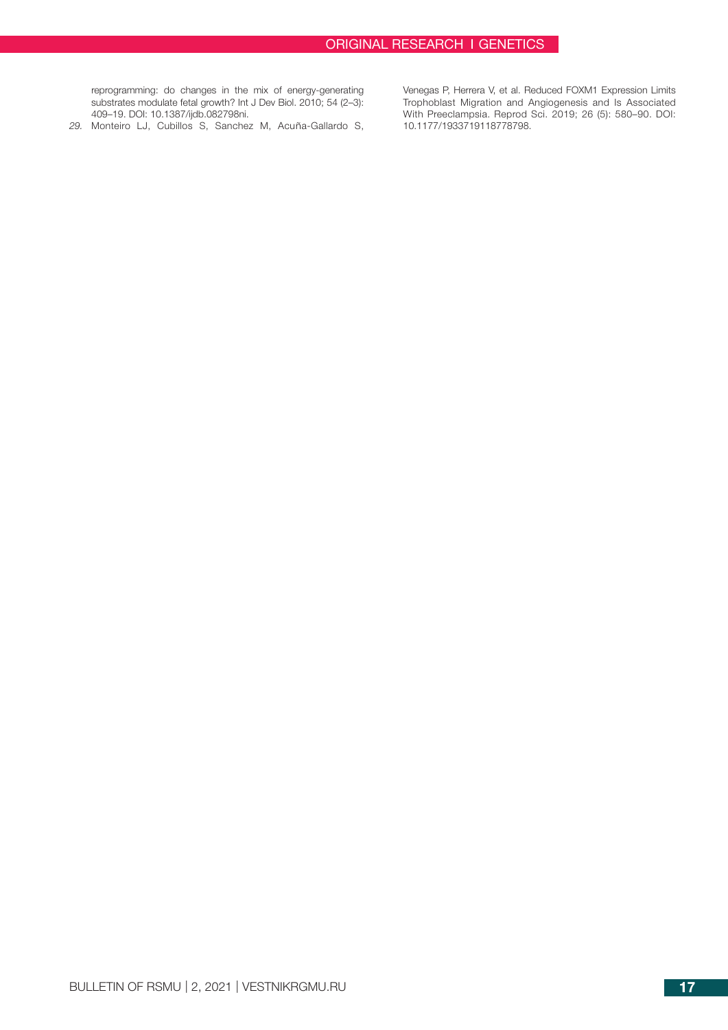reprogramming: do changes in the mix of energy-generating substrates modulate fetal growth? Int J Dev Biol. 2010; 54 (2–3): 409–19. DOI: 10.1387/ijdb.082798ni.

29. Monteiro LJ, Cubillos S, Sanchez M, Acuña-Gallardo S, Venegas P, Herrera V, et al. Reduced FOXM1 Expression Limits Trophoblast Migration and Angiogenesis and Is Associated With Preeclampsia. Reprod Sci. 2019; 26 (5): 580–90. DOI: 10.1177/1933719118778798.